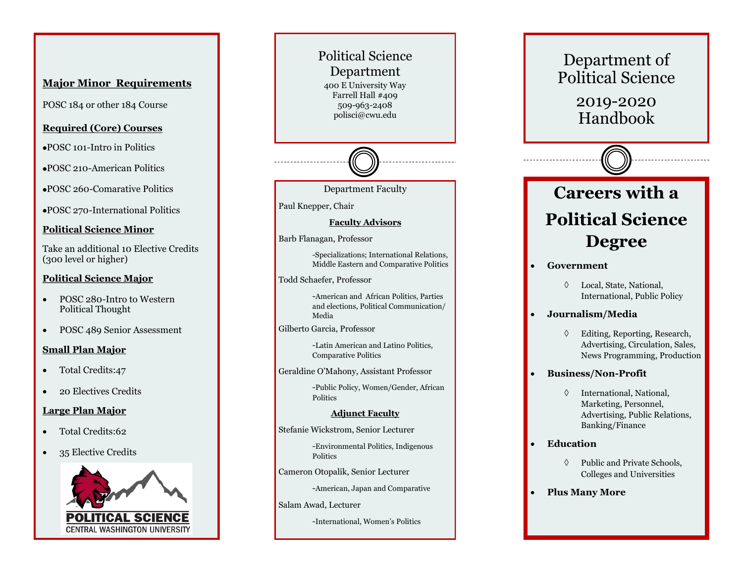## Major Minor Requirements

POSC 184 or other 184 Course

### Required (Core) Courses

- POSC 101-Intro in Politics
- POSC 210-American Politics
- POSC 260-Comarative Politics
- POSC 270-International Politics

### Political Science Minor

Take an additional 10 Elective Credits (300 level or higher)

### Political Science Major

- POSC 280-Intro to Western Political Thought
- POSC 489 Senior Assessment

### Small Plan Major

- Total Credits:47
- 20 Electives Credits

### Large Plan Major

- Total Credits:62
- 35 Elective Credits

POLITICAL SCIENCE
CENTRAL WASHINGTON UNIVERSITY

## Political Science Department

400 E University Way
Farrell Hall #409
509-963-2408
polisci@cwu.edu

### Department Faculty

Paul Knepper, Chair

**Faculty Advisors**

Barb Flanagan, Professor

-Specializations; International Relations, Middle Eastern and Comparative Politics

Todd Schaefer, Professor

-American and African Politics, Parties and elections, Political Communication/ Media

Gilberto Garcia, Professor

-Latin American and Latino Politics, Comparative Politics

Geraldine O'Mahony, Assistant Professor

-Public Policy, Women/Gender, African Politics

**Adjunct Faculty**

Stefanie Wickstrom, Senior Lecturer

-Environmental Politics, Indigenous Politics

Cameron Otopalik, Senior Lecturer

-American, Japan and Comparative

Salam Awad, Lecturer

-International, Women's Politics

# Department of Political Science

# 2019-2020 Handbook

## Careers with a Political Science Degree

- **Government**
  - Local, State, National, International, Public Policy
- **Journalism/Media**
  - Editing, Reporting, Research, Advertising, Circulation, Sales, News Programming, Production
- **Business/Non-Profit**
  - International, National, Marketing, Personnel, Advertising, Public Relations, Banking/Finance
- **Education**
  - Public and Private Schools, Colleges and Universities
- **Plus Many More**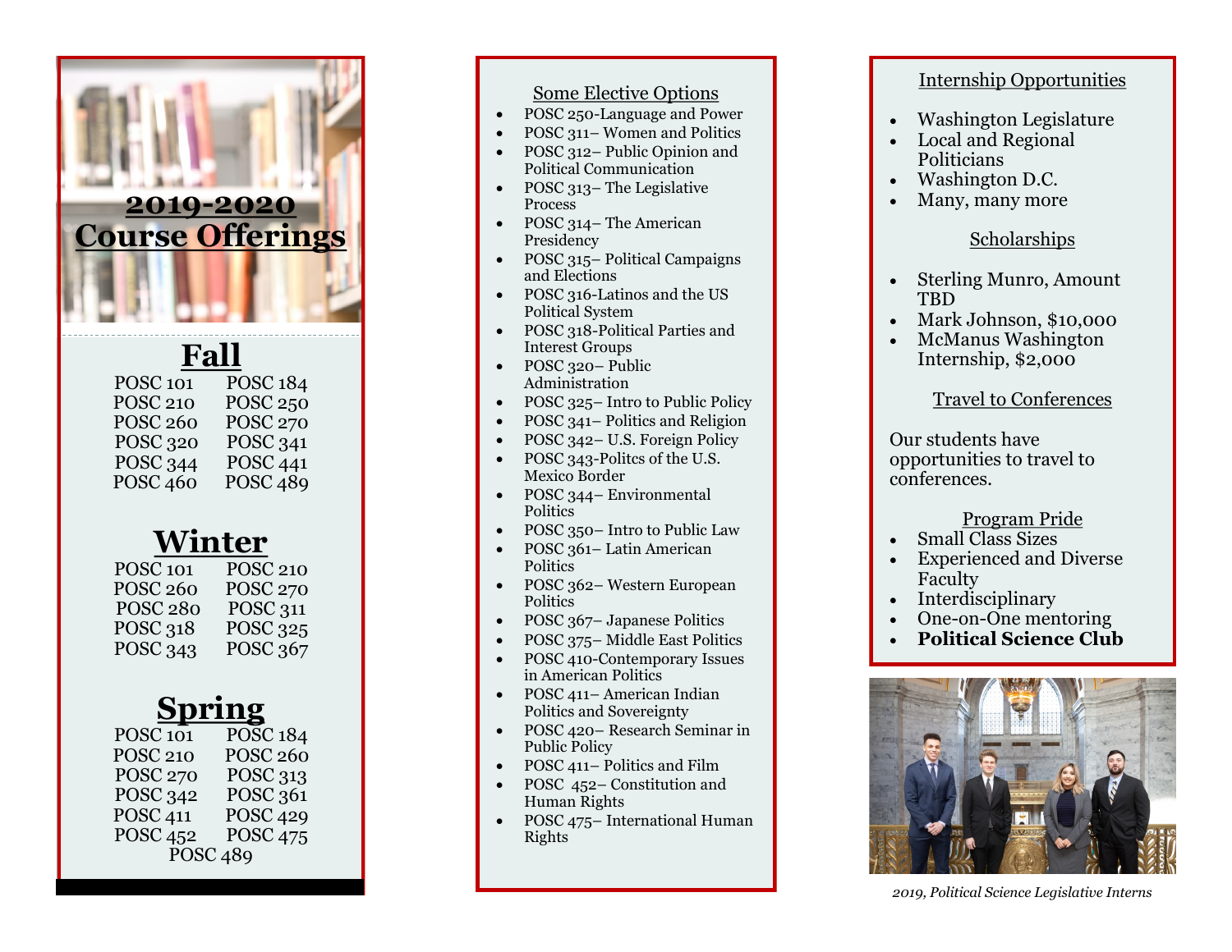# 2019-2020 Course Offerings

## Fall

| | |
|---|---|
| POSC 101 | POSC 184 |
| POSC 210 | POSC 250 |
| POSC 260 | POSC 270 |
| POSC 320 | POSC 341 |
| POSC 344 | POSC 441 |
| POSC 460 | POSC 489 |

## Winter

| | |
|---|---|
| POSC 101 | POSC 210 |
| POSC 260 | POSC 270 |
| POSC 280 | POSC 311 |
| POSC 318 | POSC 325 |
| POSC 343 | POSC 367 |

## Spring

| | |
|---|---|
| POSC 101 | POSC 184 |
| POSC 210 | POSC 260 |
| POSC 270 | POSC 313 |
| POSC 342 | POSC 361 |
| POSC 411 | POSC 429 |
| POSC 452 | POSC 475 |
| POSC 489 | |

### Some Elective Options

- POSC 250-Language and Power
- POSC 311– Women and Politics
- POSC 312– Public Opinion and Political Communication
- POSC 313– The Legislative Process
- POSC 314– The American Presidency
- POSC 315– Political Campaigns and Elections
- POSC 316-Latinos and the US Political System
- POSC 318-Political Parties and Interest Groups
- POSC 320– Public Administration
- POSC 325– Intro to Public Policy
- POSC 341– Politics and Religion
- POSC 342– U.S. Foreign Policy
- POSC 343-Politcs of the U.S. Mexico Border
- POSC 344– Environmental Politics
- POSC 350– Intro to Public Law
- POSC 361– Latin American Politics
- POSC 362– Western European Politics
- POSC 367– Japanese Politics
- POSC 375– Middle East Politics
- POSC 410-Contemporary Issues in American Politics
- POSC 411– American Indian Politics and Sovereignty
- POSC 420– Research Seminar in Public Policy
- POSC 411– Politics and Film
- POSC 452– Constitution and Human Rights
- POSC 475– International Human Rights

### Internship Opportunities

- Washington Legislature
- Local and Regional Politicians
- Washington D.C.
- Many, many more

### Scholarships

- Sterling Munro, Amount TBD
- Mark Johnson, $10,000
- McManus Washington Internship, $2,000

### Travel to Conferences

Our students have opportunities to travel to conferences.

### Program Pride

- Small Class Sizes
- Experienced and Diverse Faculty
- Interdisciplinary
- One-on-One mentoring
- **Political Science Club**

*2019, Political Science Legislative Interns*